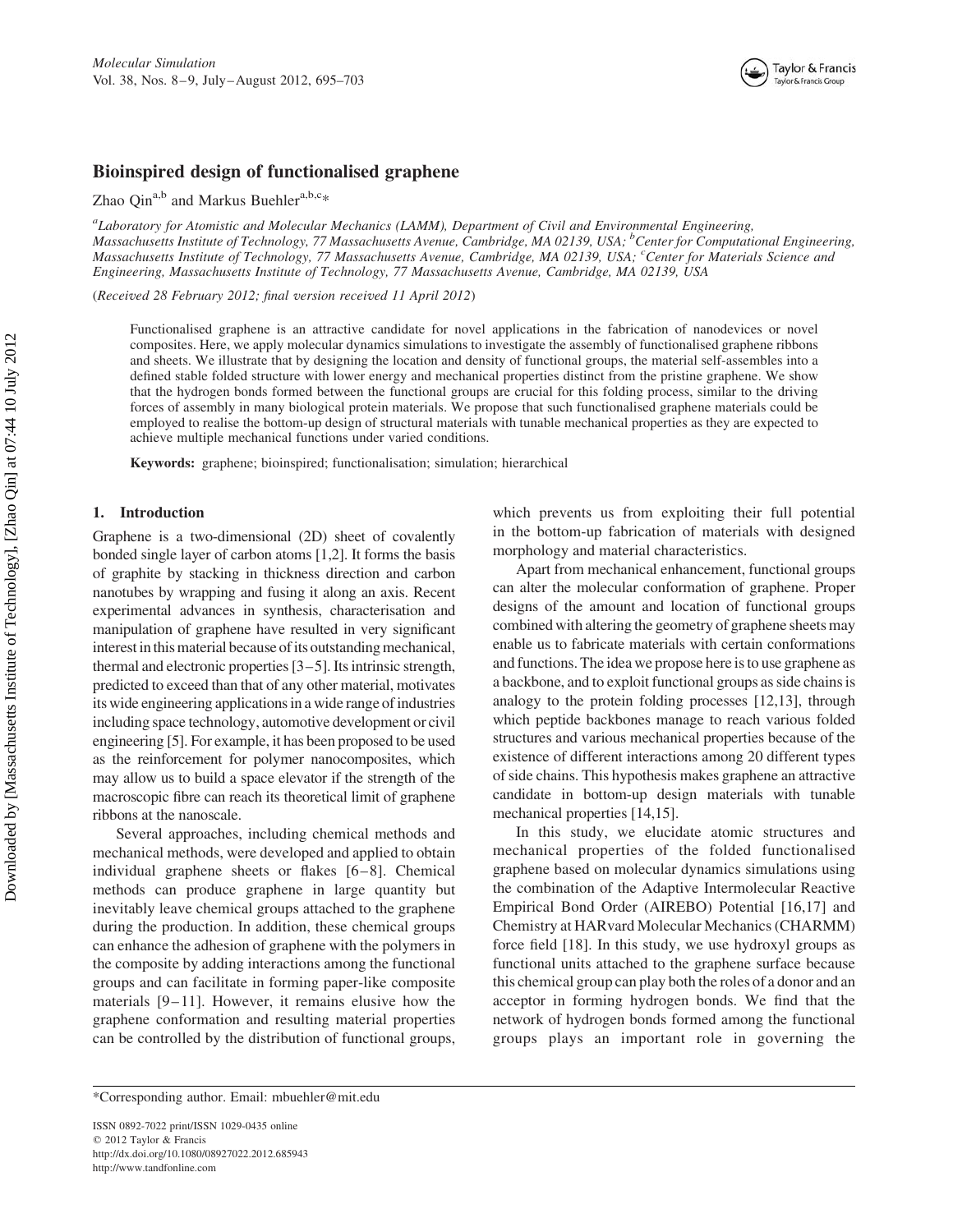# Bioinspired design of functionalised graphene

Zhao Qin[a,b] and Markus Buehler[a,b,c]*

[a]Laboratory for Atomistic and Molecular Mechanics (LAMM), Department of Civil and Environmental Engineering, Massachusetts Institute of Technology, 77 Massachusetts Avenue, Cambridge, MA 02139, USA; [b]Center for Computational Engineering, Massachusetts Institute of Technology, 77 Massachusetts Avenue, Cambridge, MA 02139, USA; [c]Center for Materials Science and Engineering, Massachusetts Institute of Technology, 77 Massachusetts Avenue, Cambridge, MA 02139, USA

(*Received 28 February 2012; final version received 11 April 2012*)

Functionalised graphene is an attractive candidate for novel applications in the fabrication of nanodevices or novel composites. Here, we apply molecular dynamics simulations to investigate the assembly of functionalised graphene ribbons and sheets. We illustrate that by designing the location and density of functional groups, the material self-assembles into a defined stable folded structure with lower energy and mechanical properties distinct from the pristine graphene. We show that the hydrogen bonds formed between the functional groups are crucial for this folding process, similar to the driving forces of assembly in many biological protein materials. We propose that such functionalised graphene materials could be employed to realise the bottom-up design of structural materials with tunable mechanical properties as they are expected to achieve multiple mechanical functions under varied conditions.

**Keywords:** graphene; bioinspired; functionalisation; simulation; hierarchical

## 1. Introduction

Graphene is a two-dimensional (2D) sheet of covalently bonded single layer of carbon atoms [1,2]. It forms the basis of graphite by stacking in thickness direction and carbon nanotubes by wrapping and fusing it along an axis. Recent experimental advances in synthesis, characterisation and manipulation of graphene have resulted in very significant interest in this material because of its outstanding mechanical, thermal and electronic properties [3–5]. Its intrinsic strength, predicted to exceed than that of any other material, motivates its wide engineering applications in a wide range of industries including space technology, automotive development or civil engineering [5]. For example, it has been proposed to be used as the reinforcement for polymer nanocomposites, which may allow us to build a space elevator if the strength of the macroscopic fibre can reach its theoretical limit of graphene ribbons at the nanoscale.

Several approaches, including chemical methods and mechanical methods, were developed and applied to obtain individual graphene sheets or flakes [6–8]. Chemical methods can produce graphene in large quantity but inevitably leave chemical groups attached to the graphene during the production. In addition, these chemical groups can enhance the adhesion of graphene with the polymers in the composite by adding interactions among the functional groups and can facilitate in forming paper-like composite materials [9–11]. However, it remains elusive how the graphene conformation and resulting material properties can be controlled by the distribution of functional groups, which prevents us from exploiting their full potential in the bottom-up fabrication of materials with designed morphology and material characteristics.

Apart from mechanical enhancement, functional groups can alter the molecular conformation of graphene. Proper designs of the amount and location of functional groups combined with altering the geometry of graphene sheets may enable us to fabricate materials with certain conformations and functions. The idea we propose here is to use graphene as a backbone, and to exploit functional groups as side chains is analogy to the protein folding processes [12,13], through which peptide backbones manage to reach various folded structures and various mechanical properties because of the existence of different interactions among 20 different types of side chains. This hypothesis makes graphene an attractive candidate in bottom-up design materials with tunable mechanical properties [14,15].

In this study, we elucidate atomic structures and mechanical properties of the folded functionalised graphene based on molecular dynamics simulations using the combination of the Adaptive Intermolecular Reactive Empirical Bond Order (AIREBO) Potential [16,17] and Chemistry at HARvard Molecular Mechanics (CHARMM) force field [18]. In this study, we use hydroxyl groups as functional units attached to the graphene surface because this chemical group can play both the roles of a donor and an acceptor in forming hydrogen bonds. We find that the network of hydrogen bonds formed among the functional groups plays an important role in governing the

*Corresponding author. Email: mbuehler@mit.edu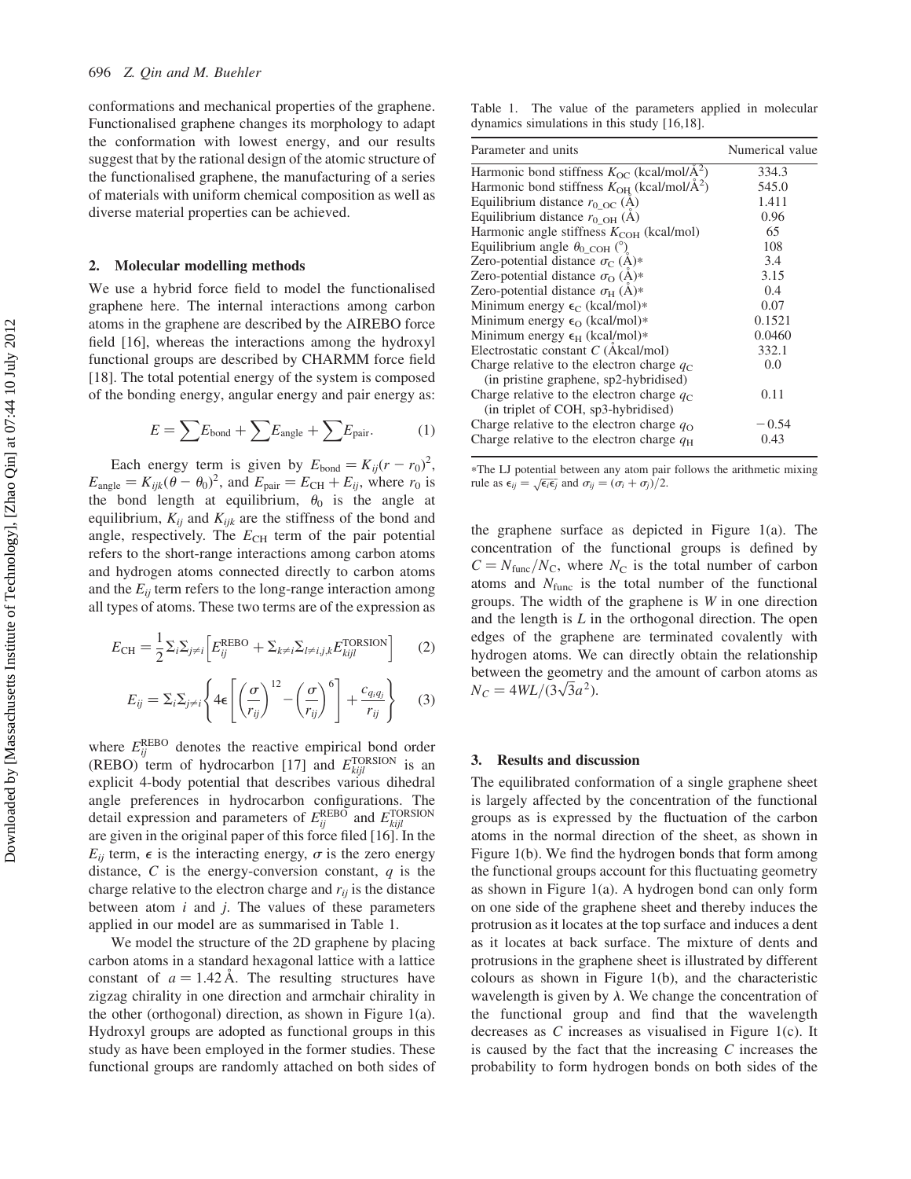conformations and mechanical properties of the graphene. Functionalised graphene changes its morphology to adapt the conformation with lowest energy, and our results suggest that by the rational design of the atomic structure of the functionalised graphene, the manufacturing of a series of materials with uniform chemical composition as well as diverse material properties can be achieved.

## 2. Molecular modelling methods

We use a hybrid force field to model the functionalised graphene here. The internal interactions among carbon atoms in the graphene are described by the AIREBO force field [16], whereas the interactions among the hydroxyl functional groups are described by CHARMM force field [18]. The total potential energy of the system is composed of the bonding energy, angular energy and pair energy as:

$$E = \sum E_{\text{bond}} + \sum E_{\text{angle}} + \sum E_{\text{pair}}. \tag{1}$$

Each energy term is given by $E_{\text{bond}} = K_{ij}(r - r_0)^2$, $E_{\text{angle}} = K_{ijk}(\theta - \theta_0)^2$, and $E_{\text{pair}} = E_{\text{CH}} + E_{ij}$, where $r_0$ is the bond length at equilibrium, $\theta_0$ is the angle at equilibrium, $K_{ij}$ and $K_{ijk}$ are the stiffness of the bond and angle, respectively. The $E_{\text{CH}}$ term of the pair potential refers to the short-range interactions among carbon atoms and hydrogen atoms connected directly to carbon atoms and the $E_{ij}$ term refers to the long-range interaction among all types of atoms. These two terms are of the expression as

$$E_{\text{CH}} = \frac{1}{2}\Sigma_i \Sigma_{j \neq i}\left[E_{ij}^{\text{REBO}} + \Sigma_{k \neq i}\Sigma_{l \neq i,j,k} E_{kijl}^{\text{TORSION}}\right] \tag{2}$$

$$E_{ij} = \Sigma_i \Sigma_{j \neq i}\left\{4\epsilon\left[\left(\frac{\sigma}{r_{ij}}\right)^{12} - \left(\frac{\sigma}{r_{ij}}\right)^{6}\right] + \frac{c_{q_i q_j}}{r_{ij}}\right\} \tag{3}$$

where $E_{ij}^{\text{REBO}}$ denotes the reactive empirical bond order (REBO) term of hydrocarbon [17] and $E_{kijl}^{\text{TORSION}}$ is an explicit 4-body potential that describes various dihedral angle preferences in hydrocarbon configurations. The detail expression and parameters of $E_{ij}^{\text{REBO}}$ and $E_{kijl}^{\text{TORSION}}$ are given in the original paper of this force filed [16]. In the $E_{ij}$ term, $\epsilon$ is the interacting energy, $\sigma$ is the zero energy distance, $C$ is the energy-conversion constant, $q$ is the charge relative to the electron charge and $r_{ij}$ is the distance between atom $i$ and $j$. The values of these parameters applied in our model are as summarised in Table 1.

We model the structure of the 2D graphene by placing carbon atoms in a standard hexagonal lattice with a lattice constant of $a = 1.42$ Å. The resulting structures have zigzag chirality in one direction and armchair chirality in the other (orthogonal) direction, as shown in Figure 1(a). Hydroxyl groups are adopted as functional groups in this study as have been employed in the former studies. These functional groups are randomly attached on both sides of the graphene surface as depicted in Figure 1(a). The concentration of the functional groups is defined by $C = N_{\text{func}}/N_{\text{C}}$, where $N_{\text{C}}$ is the total number of carbon atoms and $N_{\text{func}}$ is the total number of the functional groups. The width of the graphene is $W$ in one direction and the length is $L$ in the orthogonal direction. The open edges of the graphene are terminated covalently with hydrogen atoms. We can directly obtain the relationship between the geometry and the amount of carbon atoms as $N_C = 4WL/(3\sqrt{3}a^2)$.

Table 1. The value of the parameters applied in molecular dynamics simulations in this study [16,18].

| Parameter and units | Numerical value |
|---|---|
| Harmonic bond stiffness $K_{\text{OC}}$ (kcal/mol/Å$^2$) | 334.3 |
| Harmonic bond stiffness $K_{\text{OH}}$ (kcal/mol/Å$^2$) | 545.0 |
| Equilibrium distance $r_{0\_\text{OC}}$ (Å) | 1.411 |
| Equilibrium distance $r_{0\_\text{OH}}$ (Å) | 0.96 |
| Harmonic angle stiffness $K_{\text{COH}}$ (kcal/mol) | 65 |
| Equilibrium angle $\theta_{0\_\text{COH}}$ (°) | 108 |
| Zero-potential distance $\sigma_{\text{C}}$ (Å)* | 3.4 |
| Zero-potential distance $\sigma_{\text{O}}$ (Å)* | 3.15 |
| Zero-potential distance $\sigma_{\text{H}}$ (Å)* | 0.4 |
| Minimum energy $\epsilon_{\text{C}}$ (kcal/mol)* | 0.07 |
| Minimum energy $\epsilon_{\text{O}}$ (kcal/mol)* | 0.1521 |
| Minimum energy $\epsilon_{\text{H}}$ (kcal/mol)* | 0.0460 |
| Electrostatic constant $C$ (Åkcal/mol) | 332.1 |
| Charge relative to the electron charge $q_{\text{C}}$ (in pristine graphene, sp2-hybridised) | 0.0 |
| Charge relative to the electron charge $q_{\text{C}}$ (in triplet of COH, sp3-hybridised) | 0.11 |
| Charge relative to the electron charge $q_{\text{O}}$ | −0.54 |
| Charge relative to the electron charge $q_{\text{H}}$ | 0.43 |

*The LJ potential between any atom pair follows the arithmetic mixing rule as $\epsilon_{ij} = \sqrt{\epsilon_i \epsilon_j}$ and $\sigma_{ij} = (\sigma_i + \sigma_j)/2$.

## 3. Results and discussion

The equilibrated conformation of a single graphene sheet is largely affected by the concentration of the functional groups as is expressed by the fluctuation of the carbon atoms in the normal direction of the sheet, as shown in Figure 1(b). We find the hydrogen bonds that form among the functional groups account for this fluctuating geometry as shown in Figure 1(a). A hydrogen bond can only form on one side of the graphene sheet and thereby induces the protrusion as it locates at the top surface and induces a dent as it locates at back surface. The mixture of dents and protrusions in the graphene sheet is illustrated by different colours as shown in Figure 1(b), and the characteristic wavelength is given by $\lambda$. We change the concentration of the functional group and find that the wavelength decreases as $C$ increases as visualised in Figure 1(c). It is caused by the fact that the increasing $C$ increases the probability to form hydrogen bonds on both sides of the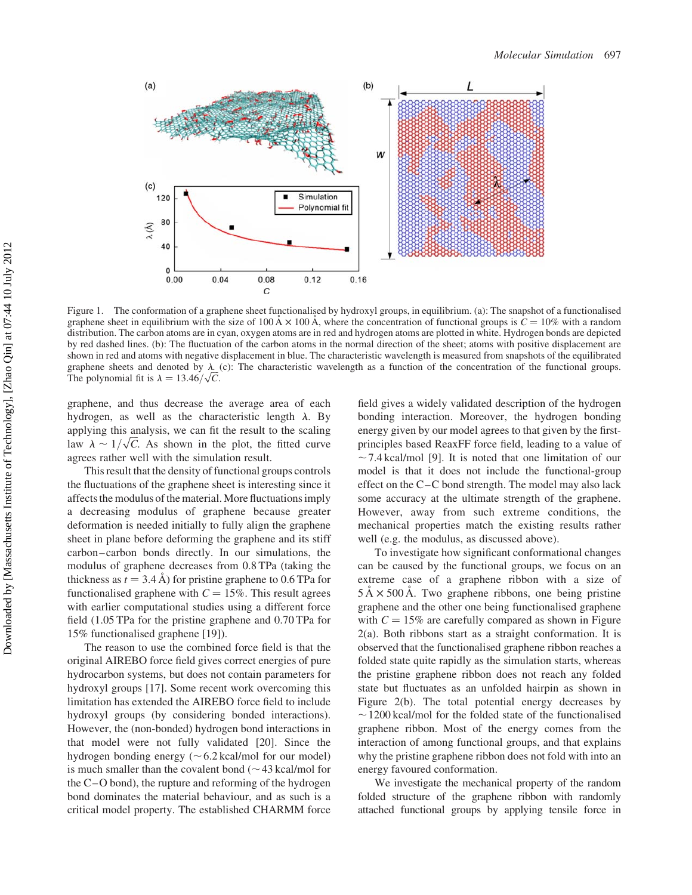Figure 1. The conformation of a graphene sheet functionalised by hydroxyl groups, in equilibrium. (a): The snapshot of a functionalised graphene sheet in equilibrium with the size of 100 Å × 100 Å, where the concentration of functional groups is $C = 10\%$ with a random distribution. The carbon atoms are in cyan, oxygen atoms are in red and hydrogen atoms are plotted in white. Hydrogen bonds are depicted by red dashed lines. (b): The fluctuation of the carbon atoms in the normal direction of the sheet; atoms with positive displacement are shown in red and atoms with negative displacement in blue. The characteristic wavelength is measured from snapshots of the equilibrated graphene sheets and denoted by $\lambda$. (c): The characteristic wavelength as a function of the concentration of the functional groups. The polynomial fit is $\lambda = 13.46/\sqrt{C}$.

graphene, and thus decrease the average area of each hydrogen, as well as the characteristic length $\lambda$. By applying this analysis, we can fit the result to the scaling law $\lambda \sim 1/\sqrt{C}$. As shown in the plot, the fitted curve agrees rather well with the simulation result.

This result that the density of functional groups controls the fluctuations of the graphene sheet is interesting since it affects the modulus of the material. More fluctuations imply a decreasing modulus of graphene because greater deformation is needed initially to fully align the graphene sheet in plane before deforming the graphene and its stiff carbon–carbon bonds directly. In our simulations, the modulus of graphene decreases from 0.8 TPa (taking the thickness as $t = 3.4$ Å) for pristine graphene to 0.6 TPa for functionalised graphene with $C = 15\%$. This result agrees with earlier computational studies using a different force field (1.05 TPa for the pristine graphene and 0.70 TPa for 15% functionalised graphene [19]).

The reason to use the combined force field is that the original AIREBO force field gives correct energies of pure hydrocarbon systems, but does not contain parameters for hydroxyl groups [17]. Some recent work overcoming this limitation has extended the AIREBO force field to include hydroxyl groups (by considering bonded interactions). However, the (non-bonded) hydrogen bond interactions in that model were not fully validated [20]. Since the hydrogen bonding energy (~6.2 kcal/mol for our model) is much smaller than the covalent bond (~43 kcal/mol for the C–O bond), the rupture and reforming of the hydrogen bond dominates the material behaviour, and as such is a critical model property. The established CHARMM force field gives a widely validated description of the hydrogen bonding interaction. Moreover, the hydrogen bonding energy given by our model agrees to that given by the first-principles based ReaxFF force field, leading to a value of ~7.4 kcal/mol [9]. It is noted that one limitation of our model is that it does not include the functional-group effect on the C–C bond strength. The model may also lack some accuracy at the ultimate strength of the graphene. However, away from such extreme conditions, the mechanical properties match the existing results rather well (e.g. the modulus, as discussed above).

To investigate how significant conformational changes can be caused by the functional groups, we focus on an extreme case of a graphene ribbon with a size of 5 Å × 500 Å. Two graphene ribbons, one being pristine graphene and the other one being functionalised graphene with $C = 15\%$ are carefully compared as shown in Figure 2(a). Both ribbons start as a straight conformation. It is observed that the functionalised graphene ribbon reaches a folded state quite rapidly as the simulation starts, whereas the pristine graphene ribbon does not reach any folded state but fluctuates as an unfolded hairpin as shown in Figure 2(b). The total potential energy decreases by ~1200 kcal/mol for the folded state of the functionalised graphene ribbon. Most of the energy comes from the interaction of among functional groups, and that explains why the pristine graphene ribbon does not fold with into an energy favoured conformation.

We investigate the mechanical property of the random folded structure of the graphene ribbon with randomly attached functional groups by applying tensile force in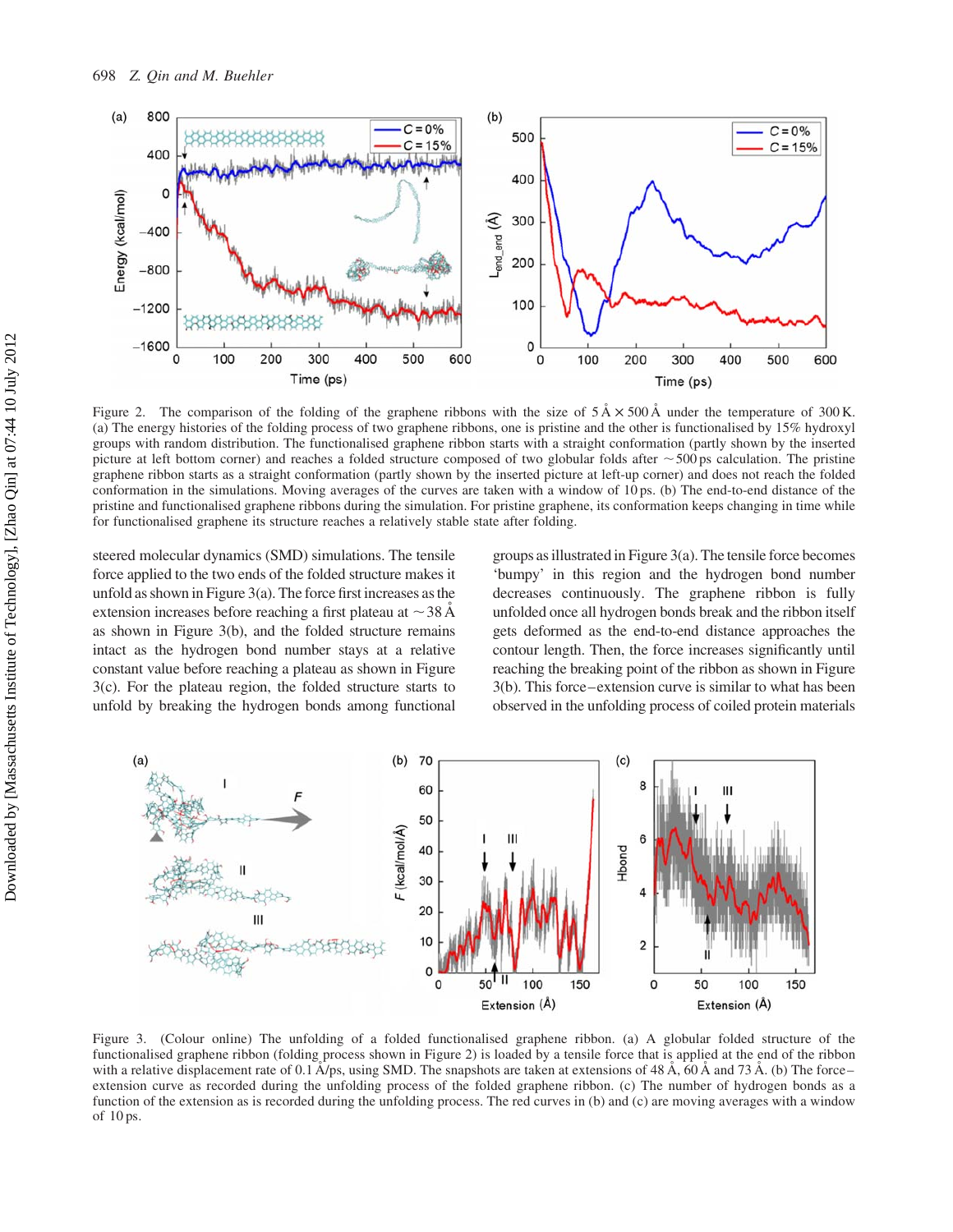Figure 2. The comparison of the folding of the graphene ribbons with the size of 5 Å × 500 Å under the temperature of 300 K. (a) The energy histories of the folding process of two graphene ribbons, one is pristine and the other is functionalised by 15% hydroxyl groups with random distribution. The functionalised graphene ribbon starts with a straight conformation (partly shown by the inserted picture at left bottom corner) and reaches a folded structure composed of two globular folds after ~500 ps calculation. The pristine graphene ribbon starts as a straight conformation (partly shown by the inserted picture at left-up corner) and does not reach the folded conformation in the simulations. Moving averages of the curves are taken with a window of 10 ps. (b) The end-to-end distance of the pristine and functionalised graphene ribbons during the simulation. For pristine graphene, its conformation keeps changing in time while for functionalised graphene its structure reaches a relatively stable state after folding.

steered molecular dynamics (SMD) simulations. The tensile force applied to the two ends of the folded structure makes it unfold as shown in Figure 3(a). The force first increases as the extension increases before reaching a first plateau at ~38 Å as shown in Figure 3(b), and the folded structure remains intact as the hydrogen bond number stays at a relative constant value before reaching a plateau as shown in Figure 3(c). For the plateau region, the folded structure starts to unfold by breaking the hydrogen bonds among functional groups as illustrated in Figure 3(a). The tensile force becomes 'bumpy' in this region and the hydrogen bond number decreases continuously. The graphene ribbon is fully unfolded once all hydrogen bonds break and the ribbon itself gets deformed as the end-to-end distance approaches the contour length. Then, the force increases significantly until reaching the breaking point of the ribbon as shown in Figure 3(b). This force–extension curve is similar to what has been observed in the unfolding process of coiled protein materials

Figure 3. (Colour online) The unfolding of a folded functionalised graphene ribbon. (a) A globular folded structure of the functionalised graphene ribbon (folding process shown in Figure 2) is loaded by a tensile force that is applied at the end of the ribbon with a relative displacement rate of 0.1 Å/ps, using SMD. The snapshots are taken at extensions of 48 Å, 60 Å and 73 Å. (b) The force–extension curve as recorded during the unfolding process of the folded graphene ribbon. (c) The number of hydrogen bonds as a function of the extension as is recorded during the unfolding process. The red curves in (b) and (c) are moving averages with a window of 10 ps.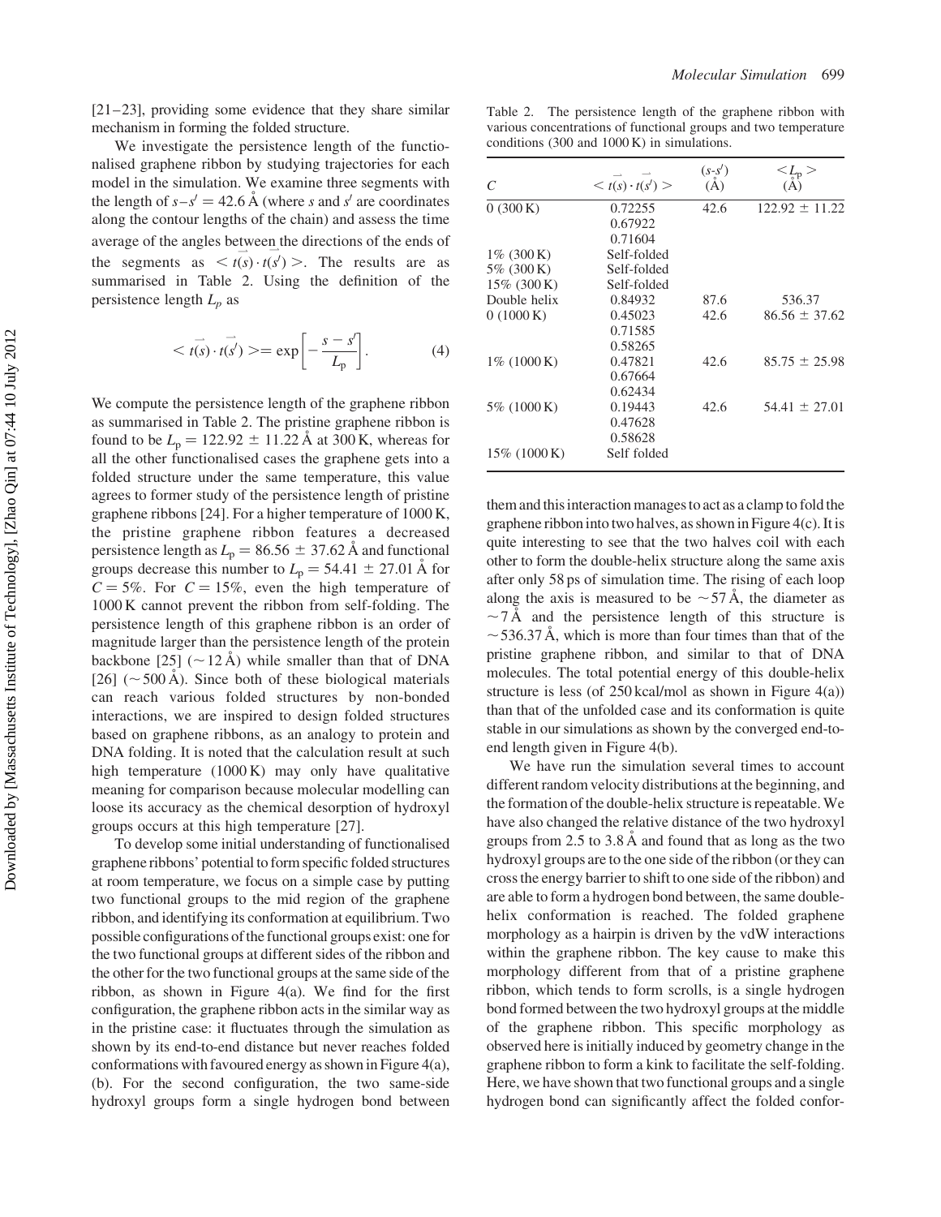[21–23], providing some evidence that they share similar mechanism in forming the folded structure.

We investigate the persistence length of the functionalised graphene ribbon by studying trajectories for each model in the simulation. We examine three segments with the length of $s-s' = 42.6$ Å (where $s$ and $s'$ are coordinates along the contour lengths of the chain) and assess the time average of the angles between the directions of the ends of the segments as $<\vec{t(s)} \cdot \vec{t(s')}>$. The results are as summarised in Table 2. Using the definition of the persistence length $L_p$ as

$$<\vec{t(s)} \cdot \vec{t(s')}> = \exp\left[-\frac{s-s'}{L_p}\right]. \quad (4)$$

We compute the persistence length of the graphene ribbon as summarised in Table 2. The pristine graphene ribbon is found to be $L_p = 122.92 \pm 11.22$ Å at 300 K, whereas for all the other functionalised cases the graphene gets into a folded structure under the same temperature, this value agrees to former study of the persistence length of pristine graphene ribbons [24]. For a higher temperature of 1000 K, the pristine graphene ribbon features a decreased persistence length as $L_p = 86.56 \pm 37.62$ Å and functional groups decrease this number to $L_p = 54.41 \pm 27.01$ Å for $C = 5\%$. For $C = 15\%$, even the high temperature of 1000 K cannot prevent the ribbon from self-folding. The persistence length of this graphene ribbon is an order of magnitude larger than the persistence length of the protein backbone [25] ($\sim 12$ Å) while smaller than that of DNA [26] ($\sim 500$ Å). Since both of these biological materials can reach various folded structures by non-bonded interactions, we are inspired to design folded structures based on graphene ribbons, as an analogy to protein and DNA folding. It is noted that the calculation result at such high temperature (1000 K) may only have qualitative meaning for comparison because molecular modelling can loose its accuracy as the chemical desorption of hydroxyl groups occurs at this high temperature [27].

To develop some initial understanding of functionalised graphene ribbons' potential to form specific folded structures at room temperature, we focus on a simple case by putting two functional groups to the mid region of the graphene ribbon, and identifying its conformation at equilibrium. Two possible configurations of the functional groups exist: one for the two functional groups at different sides of the ribbon and the other for the two functional groups at the same side of the ribbon, as shown in Figure 4(a). We find for the first configuration, the graphene ribbon acts in the similar way as in the pristine case: it fluctuates through the simulation as shown by its end-to-end distance but never reaches folded conformations with favoured energy as shown in Figure 4(a), (b). For the second configuration, the two same-side hydroxyl groups form a single hydrogen bond between them and this interaction manages to act as a clamp to fold the graphene ribbon into two halves, as shown in Figure 4(c). It is quite interesting to see that the two halves coil with each other to form the double-helix structure along the same axis after only 58 ps of simulation time. The rising of each loop along the axis is measured to be $\sim 57$ Å, the diameter as $\sim 7$ Å and the persistence length of this structure is $\sim 536.37$ Å, which is more than four times than that of the pristine graphene ribbon, and similar to that of DNA molecules. The total potential energy of this double-helix structure is less (of 250 kcal/mol as shown in Figure 4(a)) than that of the unfolded case and its conformation is quite stable in our simulations as shown by the converged end-to-end length given in Figure 4(b).

Table 2. The persistence length of the graphene ribbon with various concentrations of functional groups and two temperature conditions (300 and 1000 K) in simulations.

| $C$ | $<\vec{t(s)} \cdot \vec{t(s')}>$ | $(s$-$s')$ (Å) | $<L_p>$ (Å) |
|---|---|---|---|
| 0 (300 K) | 0.72255 | 42.6 | $122.92 \pm 11.22$ |
| | 0.67922 | | |
| | 0.71604 | | |
| 1% (300 K) | Self-folded | | |
| 5% (300 K) | Self-folded | | |
| 15% (300 K) | Self-folded | | |
| Double helix | 0.84932 | 87.6 | 536.37 |
| 0 (1000 K) | 0.45023 | 42.6 | $86.56 \pm 37.62$ |
| | 0.71585 | | |
| | 0.58265 | | |
| 1% (1000 K) | 0.47821 | 42.6 | $85.75 \pm 25.98$ |
| | 0.67664 | | |
| | 0.62434 | | |
| 5% (1000 K) | 0.19443 | 42.6 | $54.41 \pm 27.01$ |
| | 0.47628 | | |
| | 0.58628 | | |
| 15% (1000 K) | Self folded | | |

We have run the simulation several times to account different random velocity distributions at the beginning, and the formation of the double-helix structure is repeatable. We have also changed the relative distance of the two hydroxyl groups from 2.5 to 3.8 Å and found that as long as the two hydroxyl groups are to the one side of the ribbon (or they can cross the energy barrier to shift to one side of the ribbon) and are able to form a hydrogen bond between, the same double-helix conformation is reached. The folded graphene morphology as a hairpin is driven by the vdW interactions within the graphene ribbon. The key cause to make this morphology different from that of a pristine graphene ribbon, which tends to form scrolls, is a single hydrogen bond formed between the two hydroxyl groups at the middle of the graphene ribbon. This specific morphology as observed here is initially induced by geometry change in the graphene ribbon to form a kink to facilitate the self-folding. Here, we have shown that two functional groups and a single hydrogen bond can significantly affect the folded confor-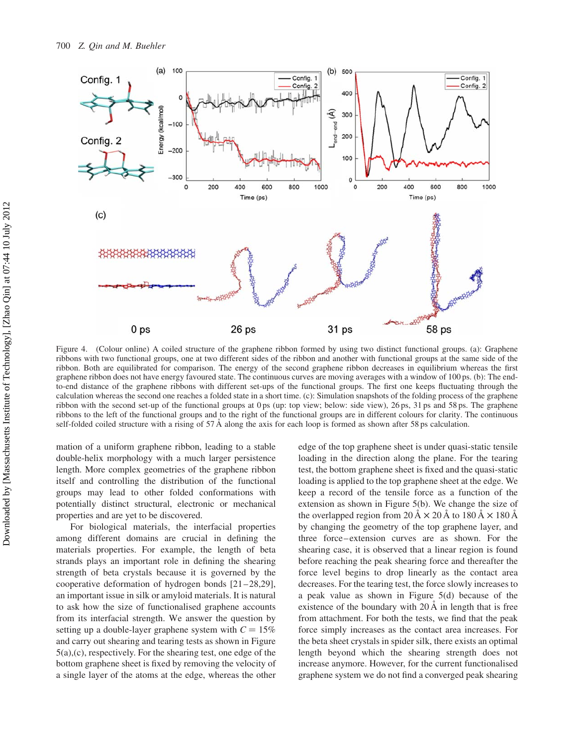Figure 4. (Colour online) A coiled structure of the graphene ribbon formed by using two distinct functional groups. (a): Graphene ribbons with two functional groups, one at two different sides of the ribbon and another with functional groups at the same side of the ribbon. Both are equilibrated for comparison. The energy of the second graphene ribbon decreases in equilibrium whereas the first graphene ribbon does not have energy favoured state. The continuous curves are moving averages with a window of 100 ps. (b): The end-to-end distance of the graphene ribbons with different set-ups of the functional groups. The first one keeps fluctuating through the calculation whereas the second one reaches a folded state in a short time. (c): Simulation snapshots of the folding process of the graphene ribbon with the second set-up of the functional groups at 0 ps (up: top view; below: side view), 26 ps, 31 ps and 58 ps. The graphene ribbons to the left of the functional groups and to the right of the functional groups are in different colours for clarity. The continuous self-folded coiled structure with a rising of 57 Å along the axis for each loop is formed as shown after 58 ps calculation.

mation of a uniform graphene ribbon, leading to a stable double-helix morphology with a much larger persistence length. More complex geometries of the graphene ribbon itself and controlling the distribution of the functional groups may lead to other folded conformations with potentially distinct structural, electronic or mechanical properties and are yet to be discovered.

For biological materials, the interfacial properties among different domains are crucial in defining the materials properties. For example, the length of beta strands plays an important role in defining the shearing strength of beta crystals because it is governed by the cooperative deformation of hydrogen bonds [21–28,29], an important issue in silk or amyloid materials. It is natural to ask how the size of functionalised graphene accounts from its interfacial strength. We answer the question by setting up a double-layer graphene system with $C = 15\%$ and carry out shearing and tearing tests as shown in Figure 5(a),(c), respectively. For the shearing test, one edge of the bottom graphene sheet is fixed by removing the velocity of a single layer of the atoms at the edge, whereas the other edge of the top graphene sheet is under quasi-static tensile loading in the direction along the plane. For the tearing test, the bottom graphene sheet is fixed and the quasi-static loading is applied to the top graphene sheet at the edge. We keep a record of the tensile force as a function of the extension as shown in Figure 5(b). We change the size of the overlapped region from 20 Å × 20 Å to 180 Å × 180 Å by changing the geometry of the top graphene layer, and three force–extension curves are as shown. For the shearing case, it is observed that a linear region is found before reaching the peak shearing force and thereafter the force level begins to drop linearly as the contact area decreases. For the tearing test, the force slowly increases to a peak value as shown in Figure 5(d) because of the existence of the boundary with 20 Å in length that is free from attachment. For both the tests, we find that the peak force simply increases as the contact area increases. For the beta sheet crystals in spider silk, there exists an optimal length beyond which the shearing strength does not increase anymore. However, for the current functionalised graphene system we do not find a converged peak shearing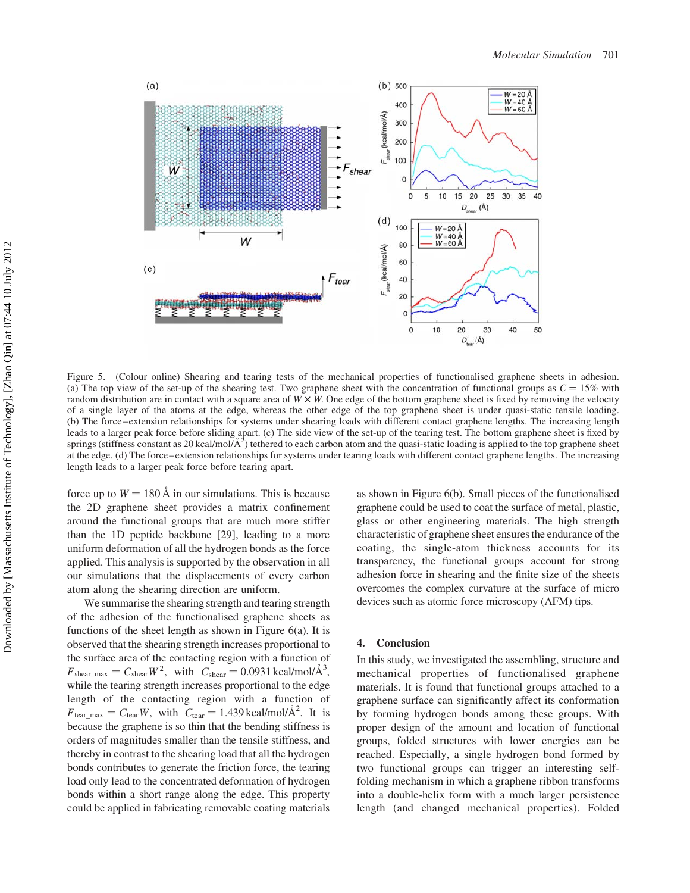Figure 5. (Colour online) Shearing and tearing tests of the mechanical properties of functionalised graphene sheets in adhesion. (a) The top view of the set-up of the shearing test. Two graphene sheet with the concentration of functional groups as $C = 15\%$ with random distribution are in contact with a square area of $W \times W$. One edge of the bottom graphene sheet is fixed by removing the velocity of a single layer of the atoms at the edge, whereas the other edge of the top graphene sheet is under quasi-static tensile loading. (b) The force–extension relationships for systems under shearing loads with different contact graphene lengths. The increasing length leads to a larger peak force before sliding apart. (c) The side view of the set-up of the tearing test. The bottom graphene sheet is fixed by springs (stiffness constant as 20 kcal/mol/Å$^2$) tethered to each carbon atom and the quasi-static loading is applied to the top graphene sheet at the edge. (d) The force–extension relationships for systems under tearing loads with different contact graphene lengths. The increasing length leads to a larger peak force before tearing apart.

force up to $W = 180$ Å in our simulations. This is because the 2D graphene sheet provides a matrix confinement around the functional groups that are much more stiffer than the 1D peptide backbone [29], leading to a more uniform deformation of all the hydrogen bonds as the force applied. This analysis is supported by the observation in all our simulations that the displacements of every carbon atom along the shearing direction are uniform.

We summarise the shearing strength and tearing strength of the adhesion of the functionalised graphene sheets as functions of the sheet length as shown in Figure 6(a). It is observed that the shearing strength increases proportional to the surface area of the contacting region with a function of $F_{\text{shear\_max}} = C_{\text{shear}}W^2$, with $C_{\text{shear}} = 0.0931\,\text{kcal/mol/Å}^3$, while the tearing strength increases proportional to the edge length of the contacting region with a function of $F_{\text{tear\_max}} = C_{\text{tear}}W$, with $C_{\text{tear}} = 1.439\,\text{kcal/mol/Å}^2$. It is because the graphene is so thin that the bending stiffness is orders of magnitudes smaller than the tensile stiffness, and thereby in contrast to the shearing load that all the hydrogen bonds contributes to generate the friction force, the tearing load only lead to the concentrated deformation of hydrogen bonds within a short range along the edge. This property could be applied in fabricating removable coating materials as shown in Figure 6(b). Small pieces of the functionalised graphene could be used to coat the surface of metal, plastic, glass or other engineering materials. The high strength characteristic of graphene sheet ensures the endurance of the coating, the single-atom thickness accounts for its transparency, the functional groups account for strong adhesion force in shearing and the finite size of the sheets overcomes the complex curvature at the surface of micro devices such as atomic force microscopy (AFM) tips.

## 4. Conclusion

In this study, we investigated the assembling, structure and mechanical properties of functionalised graphene materials. It is found that functional groups attached to a graphene surface can significantly affect its conformation by forming hydrogen bonds among these groups. With proper design of the amount and location of functional groups, folded structures with lower energies can be reached. Especially, a single hydrogen bond formed by two functional groups can trigger an interesting self-folding mechanism in which a graphene ribbon transforms into a double-helix form with a much larger persistence length (and changed mechanical properties). Folded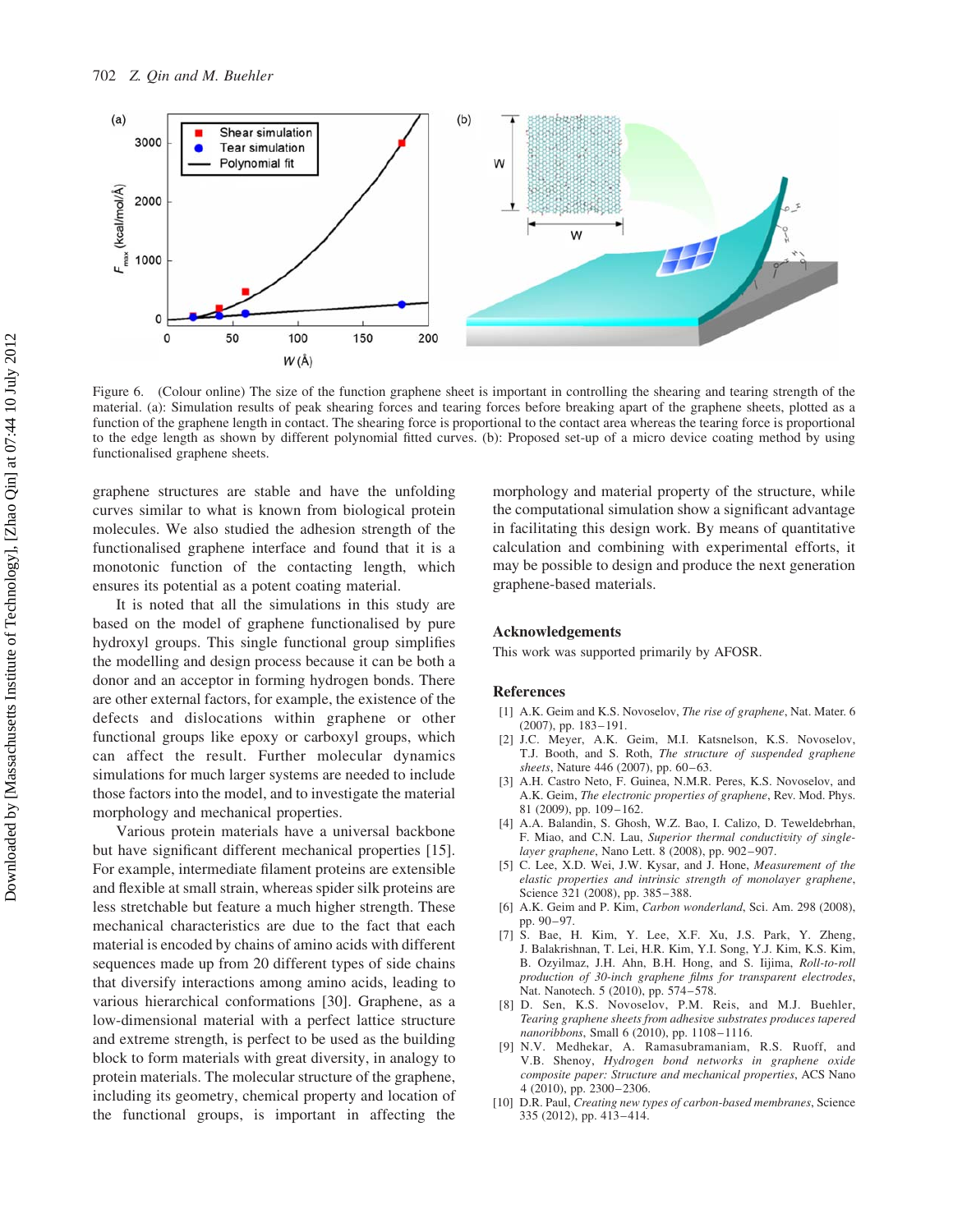(a)

Shear simulation
Tear simulation
Polynomial fit

3000
2000
1000
0

$F_{max}$ (kcal/mol/Å)

0 50 100 150 200

$W$ (Å)

(b)

W

W

Figure 6. (Colour online) The size of the function graphene sheet is important in controlling the shearing and tearing strength of the material. (a): Simulation results of peak shearing forces and tearing forces before breaking apart of the graphene sheets, plotted as a function of the graphene length in contact. The shearing force is proportional to the contact area whereas the tearing force is proportional to the edge length as shown by different polynomial fitted curves. (b): Proposed set-up of a micro device coating method by using functionalised graphene sheets.

graphene structures are stable and have the unfolding curves similar to what is known from biological protein molecules. We also studied the adhesion strength of the functionalised graphene interface and found that it is a monotonic function of the contacting length, which ensures its potential as a potent coating material.

It is noted that all the simulations in this study are based on the model of graphene functionalised by pure hydroxyl groups. This single functional group simplifies the modelling and design process because it can be both a donor and an acceptor in forming hydrogen bonds. There are other external factors, for example, the existence of the defects and dislocations within graphene or other functional groups like epoxy or carboxyl groups, which can affect the result. Further molecular dynamics simulations for much larger systems are needed to include those factors into the model, and to investigate the material morphology and mechanical properties.

Various protein materials have a universal backbone but have significant different mechanical properties [15]. For example, intermediate filament proteins are extensible and flexible at small strain, whereas spider silk proteins are less stretchable but feature a much higher strength. These mechanical characteristics are due to the fact that each material is encoded by chains of amino acids with different sequences made up from 20 different types of side chains that diversify interactions among amino acids, leading to various hierarchical conformations [30]. Graphene, as a low-dimensional material with a perfect lattice structure and extreme strength, is perfect to be used as the building block to form materials with great diversity, in analogy to protein materials. The molecular structure of the graphene, including its geometry, chemical property and location of the functional groups, is important in affecting the morphology and material property of the structure, while the computational simulation show a significant advantage in facilitating this design work. By means of quantitative calculation and combining with experimental efforts, it may be possible to design and produce the next generation graphene-based materials.

## Acknowledgements

This work was supported primarily by AFOSR.

## References

[1] A.K. Geim and K.S. Novoselov, *The rise of graphene*, Nat. Mater. 6 (2007), pp. 183–191.

[2] J.C. Meyer, A.K. Geim, M.I. Katsnelson, K.S. Novoselov, T.J. Booth, and S. Roth, *The structure of suspended graphene sheets*, Nature 446 (2007), pp. 60–63.

[3] A.H. Castro Neto, F. Guinea, N.M.R. Peres, K.S. Novoselov, and A.K. Geim, *The electronic properties of graphene*, Rev. Mod. Phys. 81 (2009), pp. 109–162.

[4] A.A. Balandin, S. Ghosh, W.Z. Bao, I. Calizo, D. Teweldebrhan, F. Miao, and C.N. Lau, *Superior thermal conductivity of single-layer graphene*, Nano Lett. 8 (2008), pp. 902–907.

[5] C. Lee, X.D. Wei, J.W. Kysar, and J. Hone, *Measurement of the elastic properties and intrinsic strength of monolayer graphene*, Science 321 (2008), pp. 385–388.

[6] A.K. Geim and P. Kim, *Carbon wonderland*, Sci. Am. 298 (2008), pp. 90–97.

[7] S. Bae, H. Kim, Y. Lee, X.F. Xu, J.S. Park, Y. Zheng, J. Balakrishnan, T. Lei, H.R. Kim, Y.I. Song, Y.J. Kim, K.S. Kim, B. Ozyilmaz, J.H. Ahn, B.H. Hong, and S. Iijima, *Roll-to-roll production of 30-inch graphene films for transparent electrodes*, Nat. Nanotech. 5 (2010), pp. 574–578.

[8] D. Sen, K.S. Novoselov, P.M. Reis, and M.J. Buehler, *Tearing graphene sheets from adhesive substrates produces tapered nanoribbons*, Small 6 (2010), pp. 1108–1116.

[9] N.V. Medhekar, A. Ramasubramaniam, R.S. Ruoff, and V.B. Shenoy, *Hydrogen bond networks in graphene oxide composite paper: Structure and mechanical properties*, ACS Nano 4 (2010), pp. 2300–2306.

[10] D.R. Paul, *Creating new types of carbon-based membranes*, Science 335 (2012), pp. 413–414.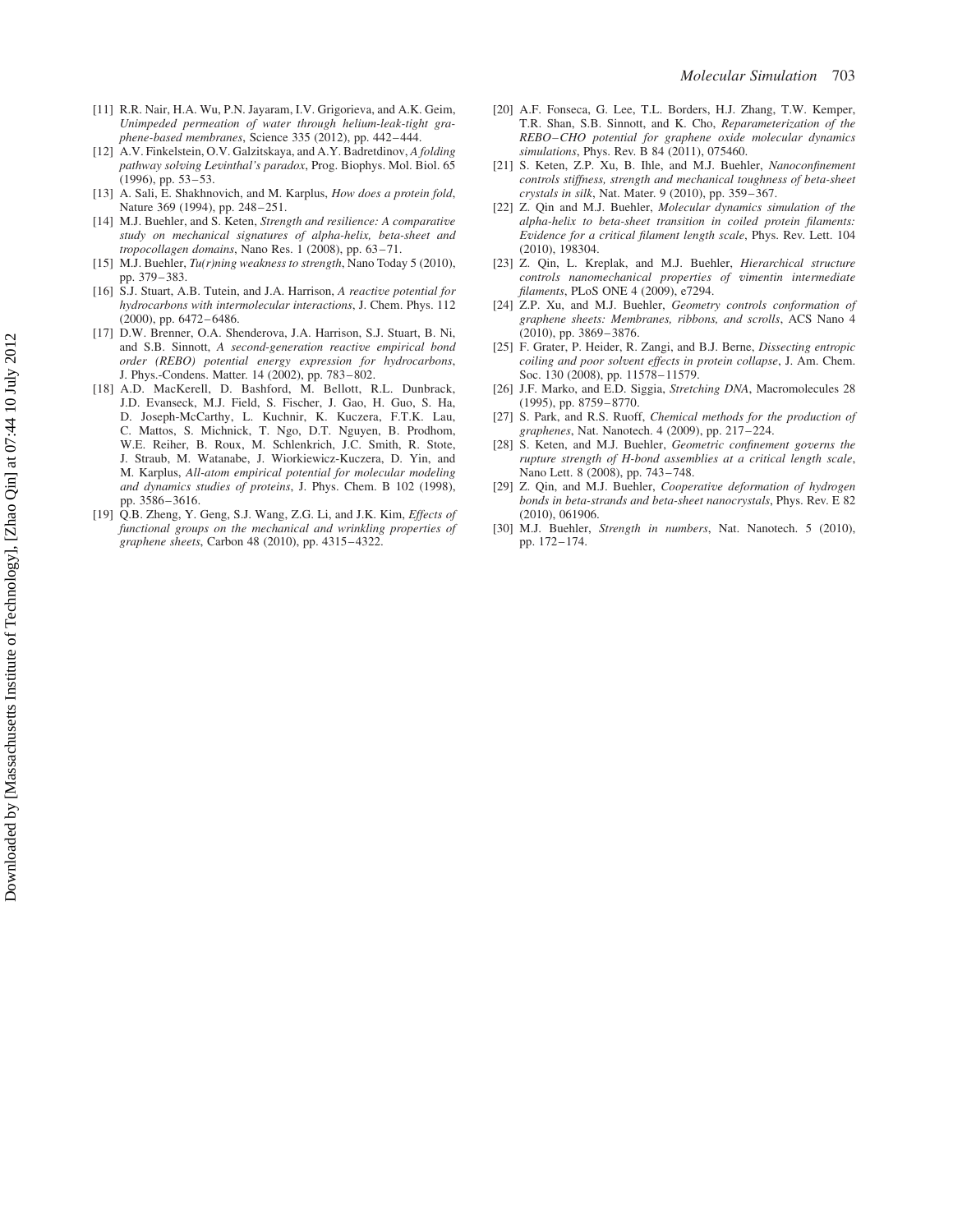[11] R.R. Nair, H.A. Wu, P.N. Jayaram, I.V. Grigorieva, and A.K. Geim, *Unimpeded permeation of water through helium-leak-tight graphene-based membranes*, Science 335 (2012), pp. 442–444.

[12] A.V. Finkelstein, O.V. Galzitskaya, and A.Y. Badretdinov, *A folding pathway solving Levinthal's paradox*, Prog. Biophys. Mol. Biol. 65 (1996), pp. 53–53.

[13] A. Sali, E. Shakhnovich, and M. Karplus, *How does a protein fold*, Nature 369 (1994), pp. 248–251.

[14] M.J. Buehler, and S. Keten, *Strength and resilience: A comparative study on mechanical signatures of alpha-helix, beta-sheet and tropocollagen domains*, Nano Res. 1 (2008), pp. 63–71.

[15] M.J. Buehler, *Tu(r)ning weakness to strength*, Nano Today 5 (2010), pp. 379–383.

[16] S.J. Stuart, A.B. Tutein, and J.A. Harrison, *A reactive potential for hydrocarbons with intermolecular interactions*, J. Chem. Phys. 112 (2000), pp. 6472–6486.

[17] D.W. Brenner, O.A. Shenderova, J.A. Harrison, S.J. Stuart, B. Ni, and S.B. Sinnott, *A second-generation reactive empirical bond order (REBO) potential energy expression for hydrocarbons*, J. Phys.-Condens. Matter. 14 (2002), pp. 783–802.

[18] A.D. MacKerell, D. Bashford, M. Bellott, R.L. Dunbrack, J.D. Evanseck, M.J. Field, S. Fischer, J. Gao, H. Guo, S. Ha, D. Joseph-McCarthy, L. Kuchnir, K. Kuczera, F.T.K. Lau, C. Mattos, S. Michnick, T. Ngo, D.T. Nguyen, B. Prodhom, W.E. Reiher, B. Roux, M. Schlenkrich, J.C. Smith, R. Stote, J. Straub, M. Watanabe, J. Wiorkiewicz-Kuczera, D. Yin, and M. Karplus, *All-atom empirical potential for molecular modeling and dynamics studies of proteins*, J. Phys. Chem. B 102 (1998), pp. 3586–3616.

[19] Q.B. Zheng, Y. Geng, S.J. Wang, Z.G. Li, and J.K. Kim, *Effects of functional groups on the mechanical and wrinkling properties of graphene sheets*, Carbon 48 (2010), pp. 4315–4322.

[20] A.F. Fonseca, G. Lee, T.L. Borders, H.J. Zhang, T.W. Kemper, T.R. Shan, S.B. Sinnott, and K. Cho, *Reparameterization of the REBO–CHO potential for graphene oxide molecular dynamics simulations*, Phys. Rev. B 84 (2011), 075460.

[21] S. Keten, Z.P. Xu, B. Ihle, and M.J. Buehler, *Nanoconfinement controls stiffness, strength and mechanical toughness of beta-sheet crystals in silk*, Nat. Mater. 9 (2010), pp. 359–367.

[22] Z. Qin and M.J. Buehler, *Molecular dynamics simulation of the alpha-helix to beta-sheet transition in coiled protein filaments: Evidence for a critical filament length scale*, Phys. Rev. Lett. 104 (2010), 198304.

[23] Z. Qin, L. Kreplak, and M.J. Buehler, *Hierarchical structure controls nanomechanical properties of vimentin intermediate filaments*, PLoS ONE 4 (2009), e7294.

[24] Z.P. Xu, and M.J. Buehler, *Geometry controls conformation of graphene sheets: Membranes, ribbons, and scrolls*, ACS Nano 4 (2010), pp. 3869–3876.

[25] F. Grater, P. Heider, R. Zangi, and B.J. Berne, *Dissecting entropic coiling and poor solvent effects in protein collapse*, J. Am. Chem. Soc. 130 (2008), pp. 11578–11579.

[26] J.F. Marko, and E.D. Siggia, *Stretching DNA*, Macromolecules 28 (1995), pp. 8759–8770.

[27] S. Park, and R.S. Ruoff, *Chemical methods for the production of graphenes*, Nat. Nanotech. 4 (2009), pp. 217–224.

[28] S. Keten, and M.J. Buehler, *Geometric confinement governs the rupture strength of H-bond assemblies at a critical length scale*, Nano Lett. 8 (2008), pp. 743–748.

[29] Z. Qin, and M.J. Buehler, *Cooperative deformation of hydrogen bonds in beta-strands and beta-sheet nanocrystals*, Phys. Rev. E 82 (2010), 061906.

[30] M.J. Buehler, *Strength in numbers*, Nat. Nanotech. 5 (2010), pp. 172–174.